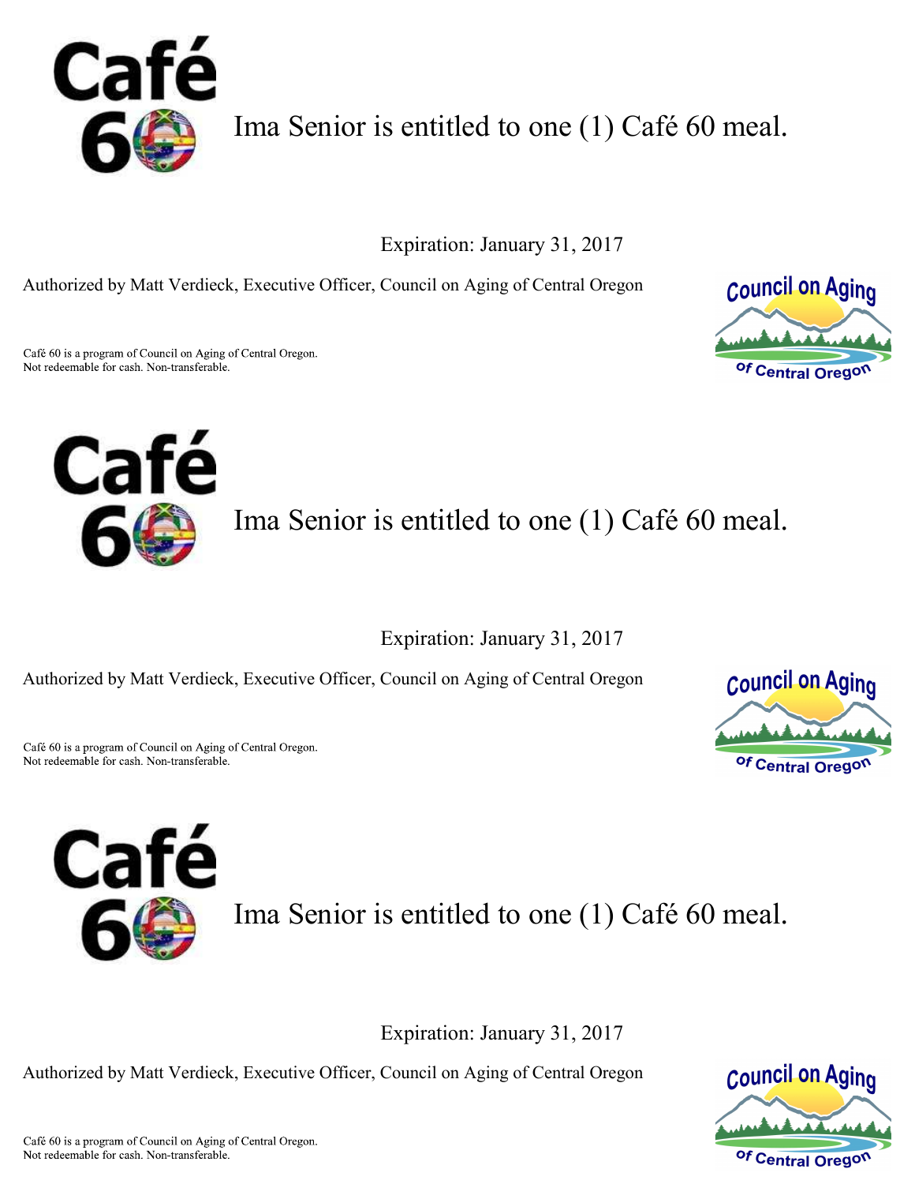Ima Senior is entitled to one (1) Café 60 meal.

Expiration: January 31, 2017

Authorized by Matt Verdieck, Executive Officer, Council on Aging of Central Oregon

Café 60 is a program of Council on Aging of Central Oregon.
Not redeemable for cash. Non-transferable.

---

Ima Senior is entitled to one (1) Café 60 meal.

Expiration: January 31, 2017

Authorized by Matt Verdieck, Executive Officer, Council on Aging of Central Oregon

Café 60 is a program of Council on Aging of Central Oregon.
Not redeemable for cash. Non-transferable.

---

Ima Senior is entitled to one (1) Café 60 meal.

Expiration: January 31, 2017

Authorized by Matt Verdieck, Executive Officer, Council on Aging of Central Oregon

Café 60 is a program of Council on Aging of Central Oregon.
Not redeemable for cash. Non-transferable.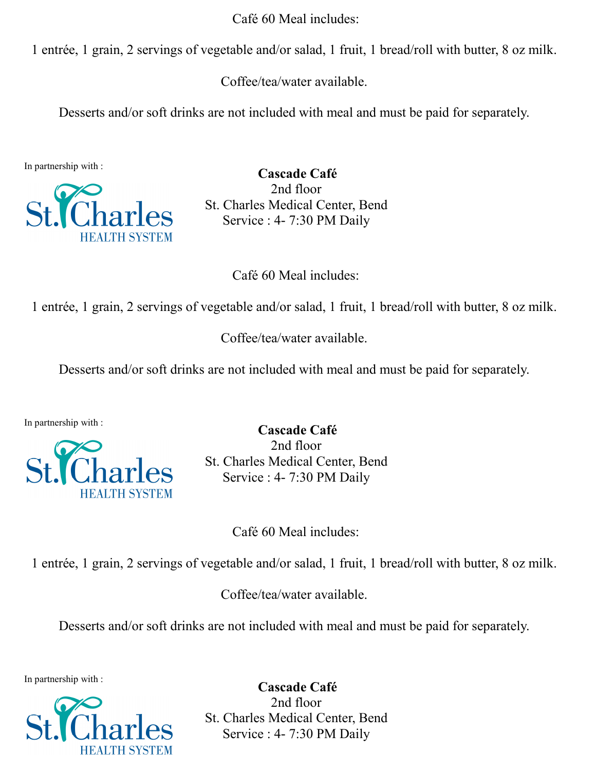Café 60 Meal includes:

1 entrée, 1 grain, 2 servings of vegetable and/or salad, 1 fruit, 1 bread/roll with butter, 8 oz milk.

Coffee/tea/water available.

Desserts and/or soft drinks are not included with meal and must be paid for separately.

In partnership with :

St. Charles HEALTH SYSTEM

**Cascade Café**
2nd floor
St. Charles Medical Center, Bend
Service : 4- 7:30 PM Daily

Café 60 Meal includes:

1 entrée, 1 grain, 2 servings of vegetable and/or salad, 1 fruit, 1 bread/roll with butter, 8 oz milk.

Coffee/tea/water available.

Desserts and/or soft drinks are not included with meal and must be paid for separately.

In partnership with :

St. Charles HEALTH SYSTEM

**Cascade Café**
2nd floor
St. Charles Medical Center, Bend
Service : 4- 7:30 PM Daily

Café 60 Meal includes:

1 entrée, 1 grain, 2 servings of vegetable and/or salad, 1 fruit, 1 bread/roll with butter, 8 oz milk.

Coffee/tea/water available.

Desserts and/or soft drinks are not included with meal and must be paid for separately.

In partnership with :

St. Charles HEALTH SYSTEM

**Cascade Café**
2nd floor
St. Charles Medical Center, Bend
Service : 4- 7:30 PM Daily